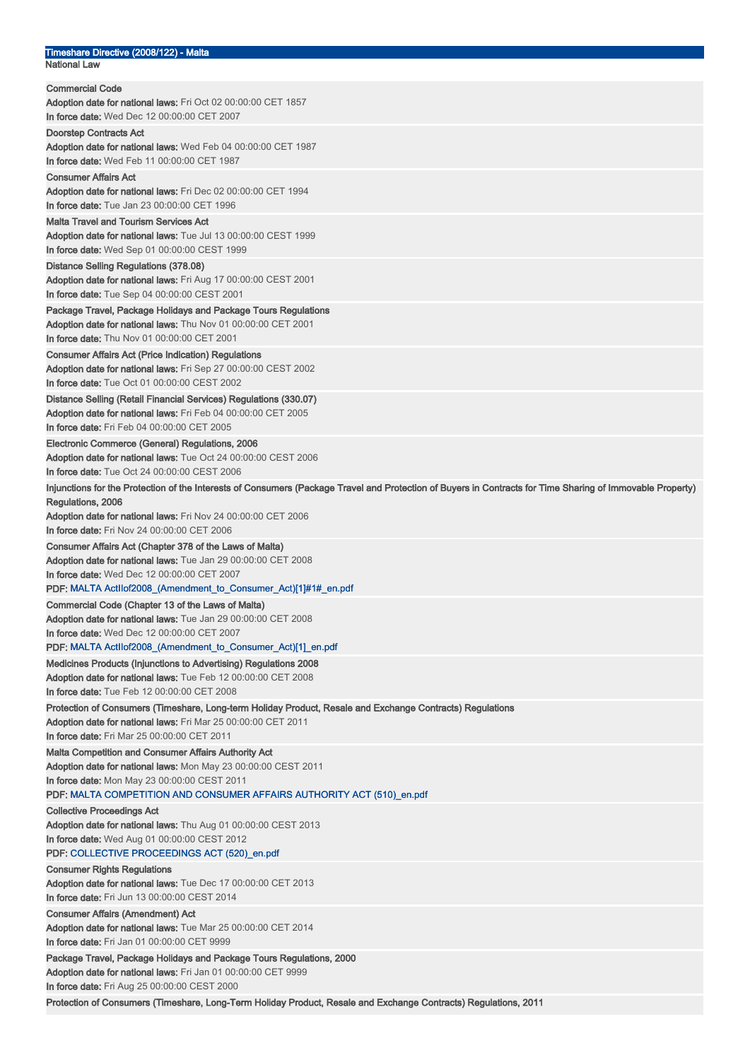## Timeshare Directive (2008/122) - Malta

### National Law

**Commercial Code**
**Adoption date for national laws:** Fri Oct 02 00:00:00 CET 1857
**In force date:** Wed Dec 12 00:00:00 CET 2007

**Doorstep Contracts Act**
**Adoption date for national laws:** Wed Feb 04 00:00:00 CET 1987
**In force date:** Wed Feb 11 00:00:00 CET 1987

**Consumer Affairs Act**
**Adoption date for national laws:** Fri Dec 02 00:00:00 CET 1994
**In force date:** Tue Jan 23 00:00:00 CET 1996

**Malta Travel and Tourism Services Act**
**Adoption date for national laws:** Tue Jul 13 00:00:00 CEST 1999
**In force date:** Wed Sep 01 00:00:00 CEST 1999

**Distance Selling Regulations (378.08)**
**Adoption date for national laws:** Fri Aug 17 00:00:00 CEST 2001
**In force date:** Tue Sep 04 00:00:00 CEST 2001

**Package Travel, Package Holidays and Package Tours Regulations**
**Adoption date for national laws:** Thu Nov 01 00:00:00 CET 2001
**In force date:** Thu Nov 01 00:00:00 CET 2001

**Consumer Affairs Act (Price Indication) Regulations**
**Adoption date for national laws:** Fri Sep 27 00:00:00 CEST 2002
**In force date:** Tue Oct 01 00:00:00 CEST 2002

**Distance Selling (Retail Financial Services) Regulations (330.07)**
**Adoption date for national laws:** Fri Feb 04 00:00:00 CET 2005
**In force date:** Fri Feb 04 00:00:00 CET 2005

**Electronic Commerce (General) Regulations, 2006**
**Adoption date for national laws:** Tue Oct 24 00:00:00 CEST 2006
**In force date:** Tue Oct 24 00:00:00 CEST 2006

**Injunctions for the Protection of the Interests of Consumers (Package Travel and Protection of Buyers in Contracts for Time Sharing of Immovable Property) Regulations, 2006**
**Adoption date for national laws:** Fri Nov 24 00:00:00 CET 2006
**In force date:** Fri Nov 24 00:00:00 CET 2006

**Consumer Affairs Act (Chapter 378 of the Laws of Malta)**
**Adoption date for national laws:** Tue Jan 29 00:00:00 CET 2008
**In force date:** Wed Dec 12 00:00:00 CET 2007
**PDF:** MALTA ActIIof2008_(Amendment_to_Consumer_Act)[1]#1#_en.pdf

**Commercial Code (Chapter 13 of the Laws of Malta)**
**Adoption date for national laws:** Tue Jan 29 00:00:00 CET 2008
**In force date:** Wed Dec 12 00:00:00 CET 2007
**PDF:** MALTA ActIIof2008_(Amendment_to_Consumer_Act)[1]_en.pdf

**Medicines Products (Injunctions to Advertising) Regulations 2008**
**Adoption date for national laws:** Tue Feb 12 00:00:00 CET 2008
**In force date:** Tue Feb 12 00:00:00 CET 2008

**Protection of Consumers (Timeshare, Long-term Holiday Product, Resale and Exchange Contracts) Regulations**
**Adoption date for national laws:** Fri Mar 25 00:00:00 CET 2011
**In force date:** Fri Mar 25 00:00:00 CET 2011

**Malta Competition and Consumer Affairs Authority Act**
**Adoption date for national laws:** Mon May 23 00:00:00 CEST 2011
**In force date:** Mon May 23 00:00:00 CEST 2011
**PDF:** MALTA COMPETITION AND CONSUMER AFFAIRS AUTHORITY ACT (510)_en.pdf

**Collective Proceedings Act**
**Adoption date for national laws:** Thu Aug 01 00:00:00 CEST 2013
**In force date:** Wed Aug 01 00:00:00 CEST 2012
**PDF:** COLLECTIVE PROCEEDINGS ACT (520)_en.pdf

**Consumer Rights Regulations**
**Adoption date for national laws:** Tue Dec 17 00:00:00 CET 2013
**In force date:** Fri Jun 13 00:00:00 CEST 2014

**Consumer Affairs (Amendment) Act**
**Adoption date for national laws:** Tue Mar 25 00:00:00 CET 2014
**In force date:** Fri Jan 01 00:00:00 CET 9999

**Package Travel, Package Holidays and Package Tours Regulations, 2000**
**Adoption date for national laws:** Fri Jan 01 00:00:00 CET 9999
**In force date:** Fri Aug 25 00:00:00 CEST 2000

**Protection of Consumers (Timeshare, Long-Term Holiday Product, Resale and Exchange Contracts) Regulations, 2011**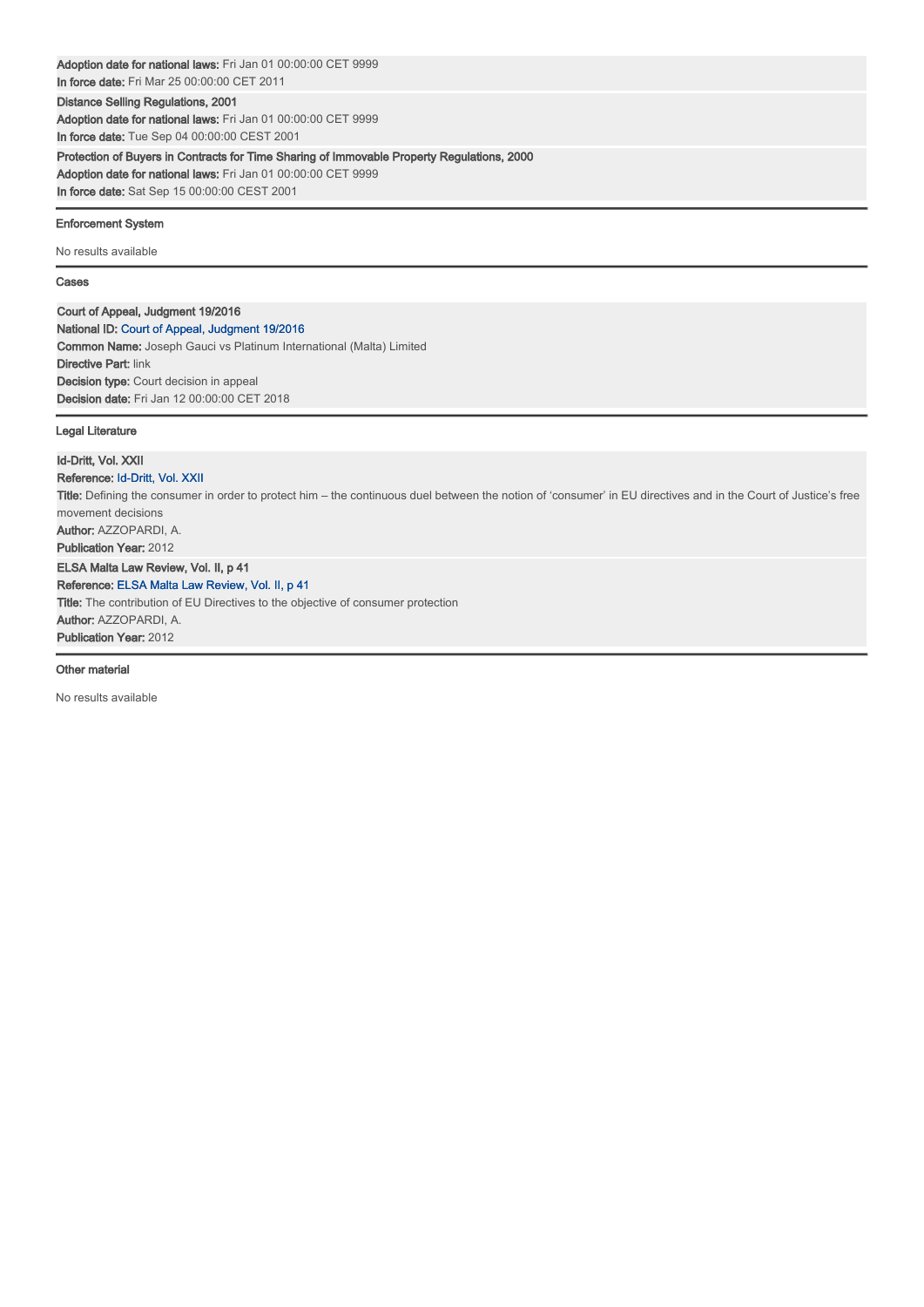**Adoption date for national laws:** Fri Jan 01 00:00:00 CET 9999
**In force date:** Fri Mar 25 00:00:00 CET 2011

**Distance Selling Regulations, 2001**
**Adoption date for national laws:** Fri Jan 01 00:00:00 CET 9999
**In force date:** Tue Sep 04 00:00:00 CEST 2001

**Protection of Buyers in Contracts for Time Sharing of Immovable Property Regulations, 2000**
**Adoption date for national laws:** Fri Jan 01 00:00:00 CET 9999
**In force date:** Sat Sep 15 00:00:00 CEST 2001

---

### Enforcement System

No results available

---

### Cases

**Court of Appeal, Judgment 19/2016**
**National ID:** Court of Appeal, Judgment 19/2016
**Common Name:** Joseph Gauci vs Platinum International (Malta) Limited
**Directive Part:** link
**Decision type:** Court decision in appeal
**Decision date:** Fri Jan 12 00:00:00 CET 2018

---

### Legal Literature

**Id-Dritt, Vol. XXII**
**Reference:** Id-Dritt, Vol. XXII
**Title:** Defining the consumer in order to protect him – the continuous duel between the notion of 'consumer' in EU directives and in the Court of Justice's free movement decisions
**Author:** AZZOPARDI, A.
**Publication Year:** 2012

**ELSA Malta Law Review, Vol. II, p 41**
**Reference:** ELSA Malta Law Review, Vol. II, p 41
**Title:** The contribution of EU Directives to the objective of consumer protection
**Author:** AZZOPARDI, A.
**Publication Year:** 2012

---

### Other material

No results available